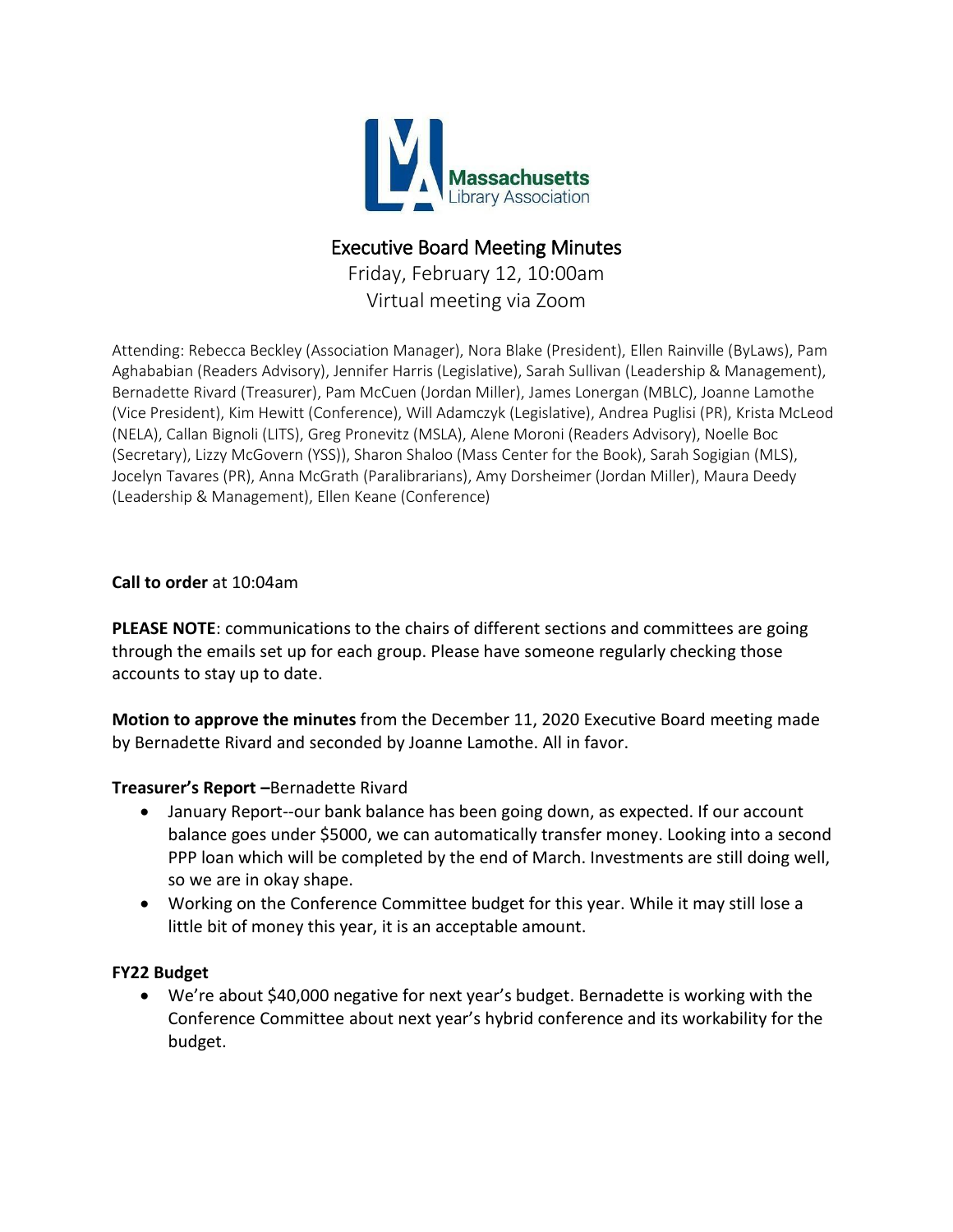Massachusetts Library Association

# Executive Board Meeting Minutes

Friday, February 12, 10:00am

Virtual meeting via Zoom

Attending: Rebecca Beckley (Association Manager), Nora Blake (President), Ellen Rainville (ByLaws), Pam Aghababian (Readers Advisory), Jennifer Harris (Legislative), Sarah Sullivan (Leadership & Management), Bernadette Rivard (Treasurer), Pam McCuen (Jordan Miller), James Lonergan (MBLC), Joanne Lamothe (Vice President), Kim Hewitt (Conference), Will Adamczyk (Legislative), Andrea Puglisi (PR), Krista McLeod (NELA), Callan Bignoli (LITS), Greg Pronevitz (MSLA), Alene Moroni (Readers Advisory), Noelle Boc (Secretary), Lizzy McGovern (YSS)), Sharon Shaloo (Mass Center for the Book), Sarah Sogigian (MLS), Jocelyn Tavares (PR), Anna McGrath (Paralibrarians), Amy Dorsheimer (Jordan Miller), Maura Deedy (Leadership & Management), Ellen Keane (Conference)

**Call to order** at 10:04am

**PLEASE NOTE**: communications to the chairs of different sections and committees are going through the emails set up for each group. Please have someone regularly checking those accounts to stay up to date.

**Motion to approve the minutes** from the December 11, 2020 Executive Board meeting made by Bernadette Rivard and seconded by Joanne Lamothe. All in favor.

**Treasurer's Report –**Bernadette Rivard

- January Report--our bank balance has been going down, as expected. If our account balance goes under $5000, we can automatically transfer money. Looking into a second PPP loan which will be completed by the end of March. Investments are still doing well, so we are in okay shape.
- Working on the Conference Committee budget for this year. While it may still lose a little bit of money this year, it is an acceptable amount.

**FY22 Budget**

- We're about $40,000 negative for next year's budget. Bernadette is working with the Conference Committee about next year's hybrid conference and its workability for the budget.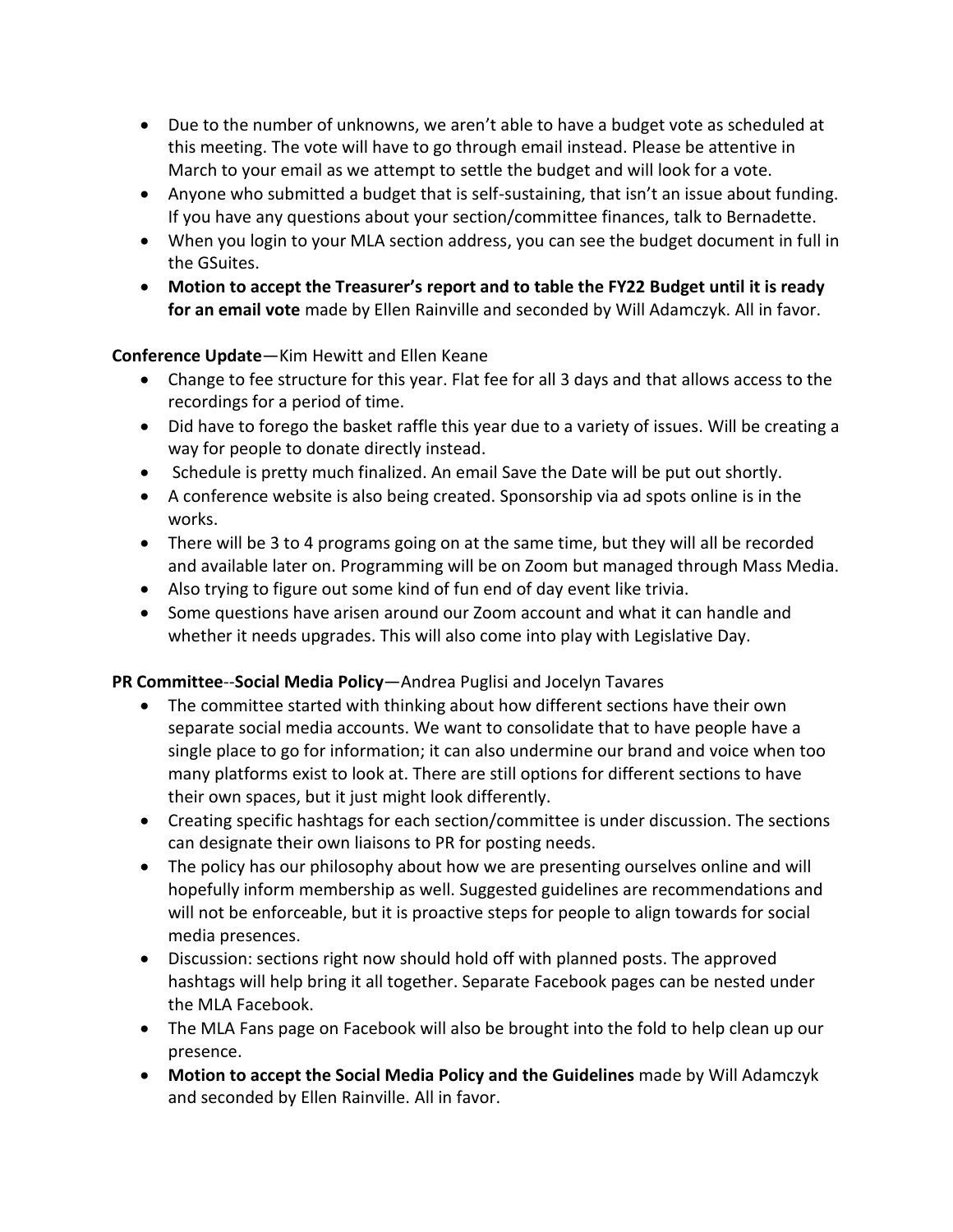- Due to the number of unknowns, we aren't able to have a budget vote as scheduled at this meeting. The vote will have to go through email instead. Please be attentive in March to your email as we attempt to settle the budget and will look for a vote.
- Anyone who submitted a budget that is self-sustaining, that isn't an issue about funding. If you have any questions about your section/committee finances, talk to Bernadette.
- When you login to your MLA section address, you can see the budget document in full in the GSuites.
- **Motion to accept the Treasurer's report and to table the FY22 Budget until it is ready for an email vote** made by Ellen Rainville and seconded by Will Adamczyk. All in favor.

**Conference Update**—Kim Hewitt and Ellen Keane

- Change to fee structure for this year. Flat fee for all 3 days and that allows access to the recordings for a period of time.
- Did have to forego the basket raffle this year due to a variety of issues. Will be creating a way for people to donate directly instead.
- Schedule is pretty much finalized. An email Save the Date will be put out shortly.
- A conference website is also being created. Sponsorship via ad spots online is in the works.
- There will be 3 to 4 programs going on at the same time, but they will all be recorded and available later on. Programming will be on Zoom but managed through Mass Media.
- Also trying to figure out some kind of fun end of day event like trivia.
- Some questions have arisen around our Zoom account and what it can handle and whether it needs upgrades. This will also come into play with Legislative Day.

**PR Committee**--**Social Media Policy**—Andrea Puglisi and Jocelyn Tavares

- The committee started with thinking about how different sections have their own separate social media accounts. We want to consolidate that to have people have a single place to go for information; it can also undermine our brand and voice when too many platforms exist to look at. There are still options for different sections to have their own spaces, but it just might look differently.
- Creating specific hashtags for each section/committee is under discussion. The sections can designate their own liaisons to PR for posting needs.
- The policy has our philosophy about how we are presenting ourselves online and will hopefully inform membership as well. Suggested guidelines are recommendations and will not be enforceable, but it is proactive steps for people to align towards for social media presences.
- Discussion: sections right now should hold off with planned posts. The approved hashtags will help bring it all together. Separate Facebook pages can be nested under the MLA Facebook.
- The MLA Fans page on Facebook will also be brought into the fold to help clean up our presence.
- **Motion to accept the Social Media Policy and the Guidelines** made by Will Adamczyk and seconded by Ellen Rainville. All in favor.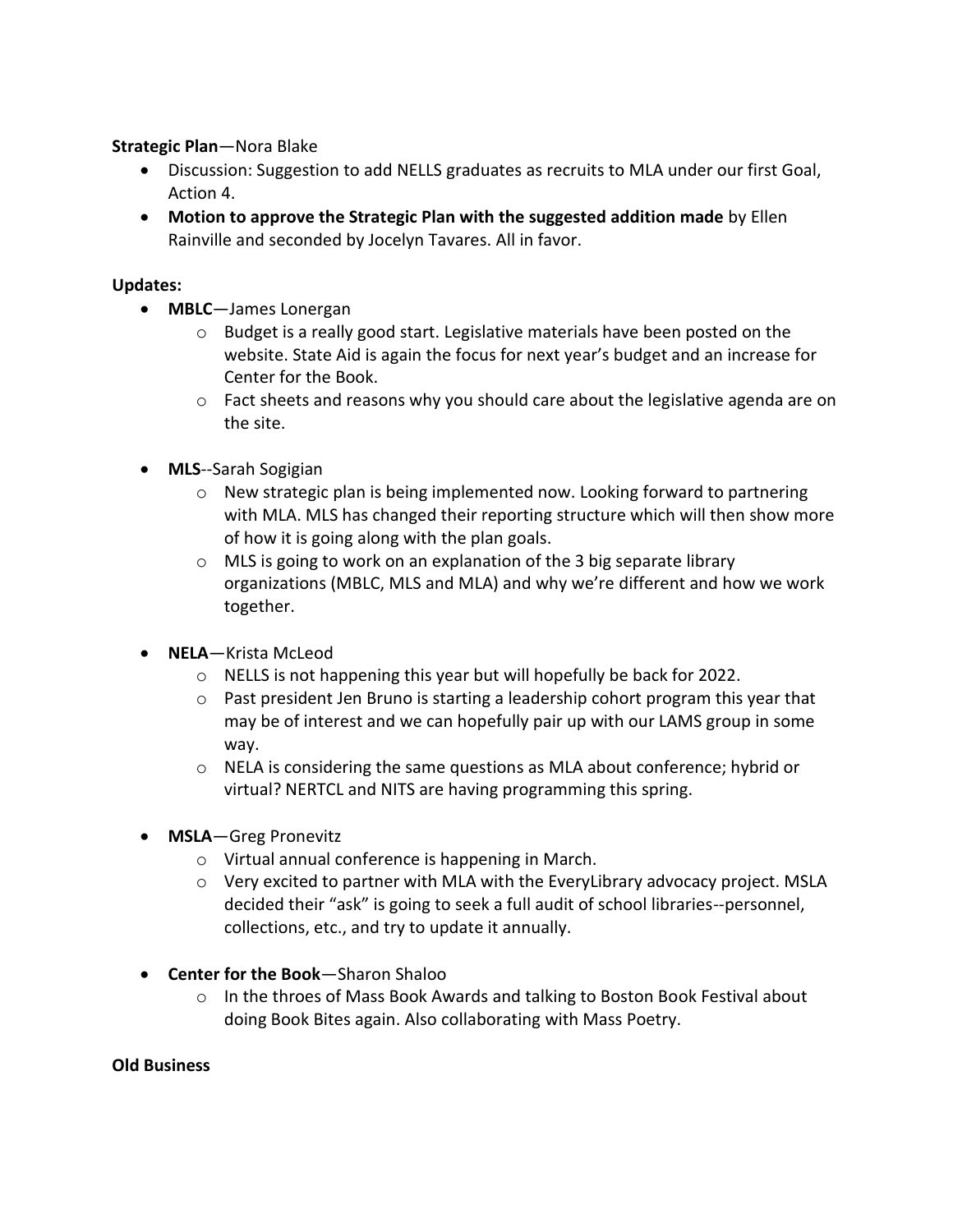**Strategic Plan**—Nora Blake

- Discussion: Suggestion to add NELLS graduates as recruits to MLA under our first Goal, Action 4.
- **Motion to approve the Strategic Plan with the suggested addition made** by Ellen Rainville and seconded by Jocelyn Tavares. All in favor.

**Updates:**

- **MBLC**—James Lonergan
    - Budget is a really good start. Legislative materials have been posted on the website. State Aid is again the focus for next year's budget and an increase for Center for the Book.
    - Fact sheets and reasons why you should care about the legislative agenda are on the site.

- **MLS**--Sarah Sogigian
    - New strategic plan is being implemented now. Looking forward to partnering with MLA. MLS has changed their reporting structure which will then show more of how it is going along with the plan goals.
    - MLS is going to work on an explanation of the 3 big separate library organizations (MBLC, MLS and MLA) and why we're different and how we work together.

- **NELA**—Krista McLeod
    - NELLS is not happening this year but will hopefully be back for 2022.
    - Past president Jen Bruno is starting a leadership cohort program this year that may be of interest and we can hopefully pair up with our LAMS group in some way.
    - NELA is considering the same questions as MLA about conference; hybrid or virtual? NERTCL and NITS are having programming this spring.

- **MSLA**—Greg Pronevitz
    - Virtual annual conference is happening in March.
    - Very excited to partner with MLA with the EveryLibrary advocacy project. MSLA decided their "ask" is going to seek a full audit of school libraries--personnel, collections, etc., and try to update it annually.

- **Center for the Book**—Sharon Shaloo
    - In the throes of Mass Book Awards and talking to Boston Book Festival about doing Book Bites again. Also collaborating with Mass Poetry.

**Old Business**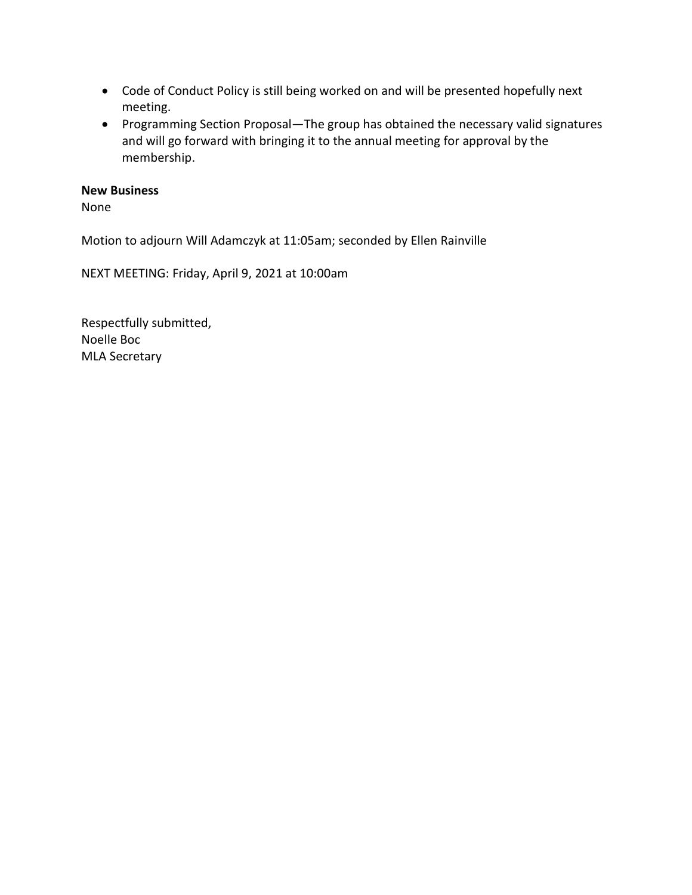- Code of Conduct Policy is still being worked on and will be presented hopefully next meeting.
- Programming Section Proposal—The group has obtained the necessary valid signatures and will go forward with bringing it to the annual meeting for approval by the membership.

**New Business**

None

Motion to adjourn Will Adamczyk at 11:05am; seconded by Ellen Rainville

NEXT MEETING: Friday, April 9, 2021 at 10:00am

Respectfully submitted,
Noelle Boc
MLA Secretary